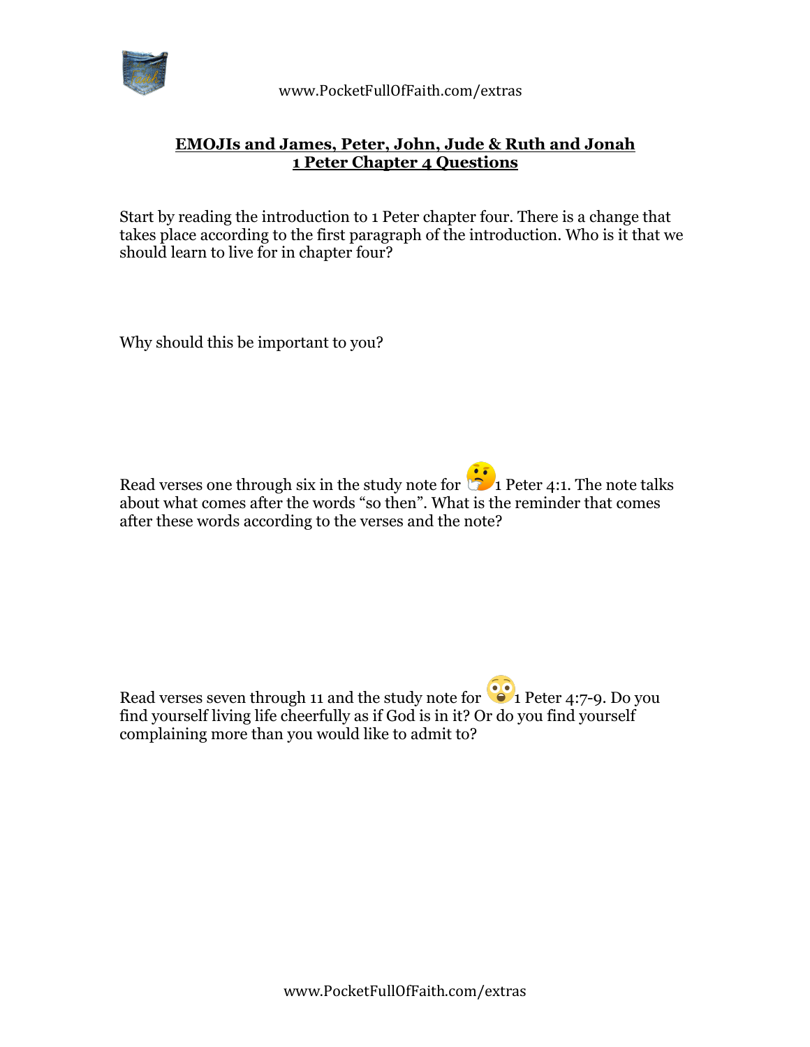## EMOJIs and James, Peter, John, Jude & Ruth and Jonah
## 1 Peter Chapter 4 Questions

Start by reading the introduction to 1 Peter chapter four. There is a change that takes place according to the first paragraph of the introduction. Who is it that we should learn to live for in chapter four?

Why should this be important to you?

Read verses one through six in the study note for 🤔 1 Peter 4:1. The note talks about what comes after the words "so then". What is the reminder that comes after these words according to the verses and the note?

Read verses seven through 11 and the study note for 😲 1 Peter 4:7-9. Do you find yourself living life cheerfully as if God is in it? Or do you find yourself complaining more than you would like to admit to?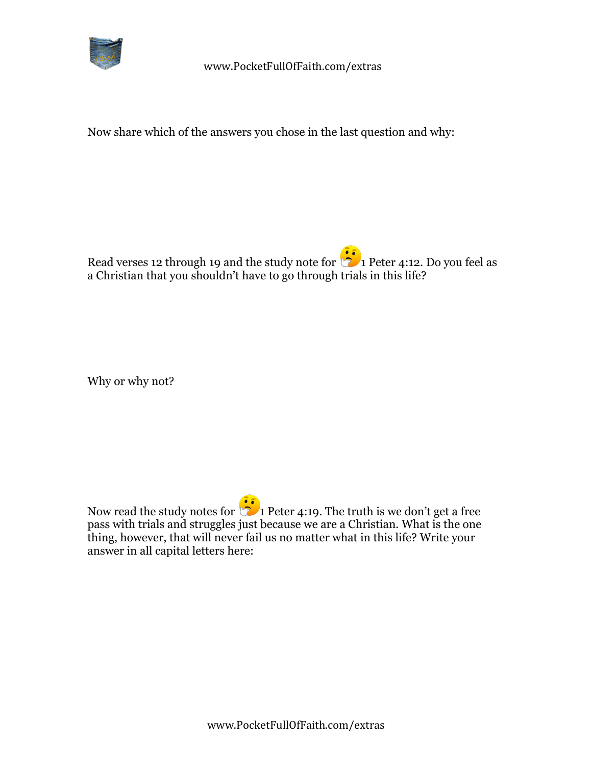Now share which of the answers you chose in the last question and why:

Read verses 12 through 19 and the study note for 🤔 1 Peter 4:12. Do you feel as a Christian that you shouldn't have to go through trials in this life?

Why or why not?

Now read the study notes for 🤔 1 Peter 4:19. The truth is we don't get a free pass with trials and struggles just because we are a Christian. What is the one thing, however, that will never fail us no matter what in this life? Write your answer in all capital letters here: